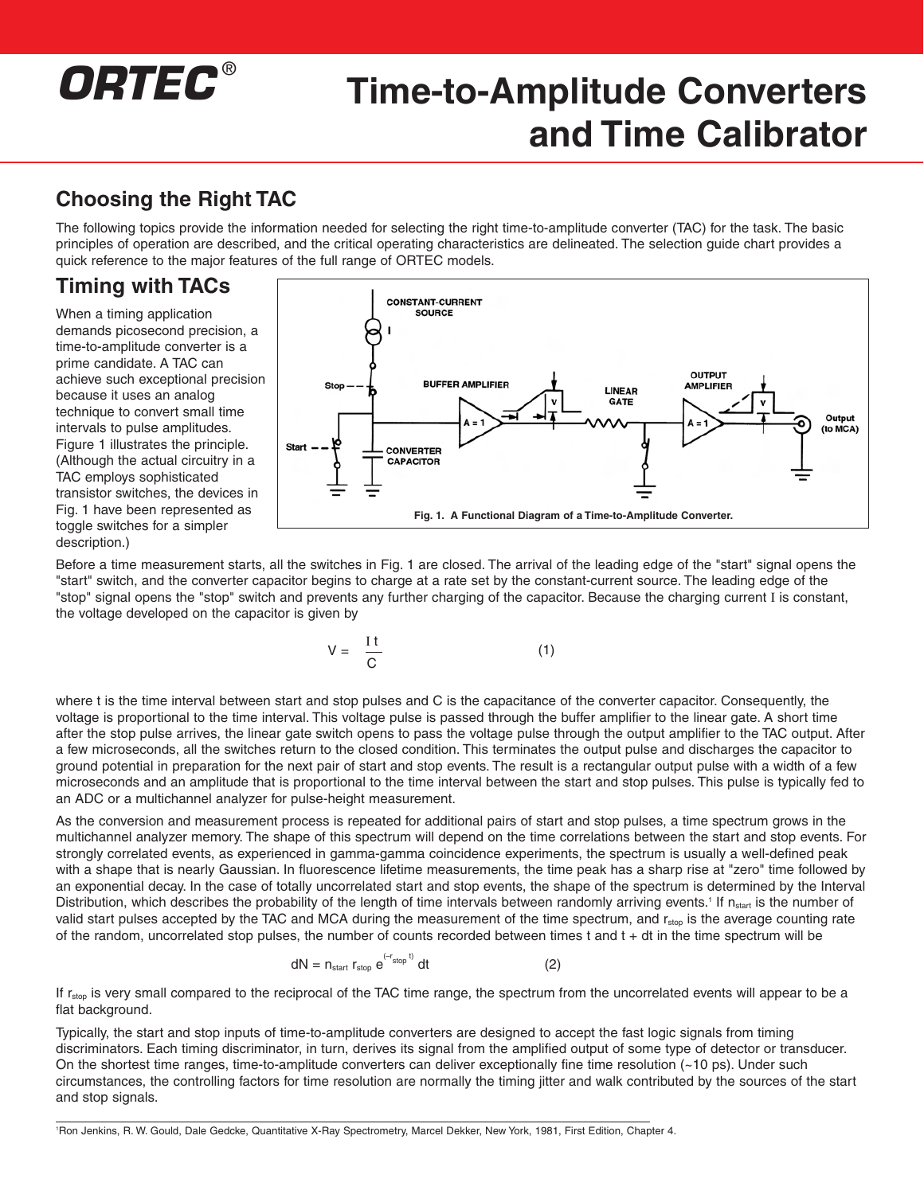# ORTEC®

# Time-to-Amplitude Converters and Time Calibrator

## Choosing the Right TAC

The following topics provide the information needed for selecting the right time-to-amplitude converter (TAC) for the task. The basic principles of operation are described, and the critical operating characteristics are delineated. The selection guide chart provides a quick reference to the major features of the full range of ORTEC models.

## Timing with TACs

When a timing application demands picosecond precision, a time-to-amplitude converter is a prime candidate. A TAC can achieve such exceptional precision because it uses an analog technique to convert small time intervals to pulse amplitudes. Figure 1 illustrates the principle. (Although the actual circuitry in a TAC employs sophisticated transistor switches, the devices in Fig. 1 have been represented as toggle switches for a simpler description.)

Fig. 1. A Functional Diagram of a Time-to-Amplitude Converter.

Before a time measurement starts, all the switches in Fig. 1 are closed. The arrival of the leading edge of the "start" signal opens the "start" switch, and the converter capacitor begins to charge at a rate set by the constant-current source. The leading edge of the "stop" signal opens the "stop" switch and prevents any further charging of the capacitor. Because the charging current I is constant, the voltage developed on the capacitor is given by

$$V = \frac{I\,t}{C} \qquad (1)$$

where t is the time interval between start and stop pulses and C is the capacitance of the converter capacitor. Consequently, the voltage is proportional to the time interval. This voltage pulse is passed through the buffer amplifier to the linear gate. A short time after the stop pulse arrives, the linear gate switch opens to pass the voltage pulse through the output amplifier to the TAC output. After a few microseconds, all the switches return to the closed condition. This terminates the output pulse and discharges the capacitor to ground potential in preparation for the next pair of start and stop events. The result is a rectangular output pulse with a width of a few microseconds and an amplitude that is proportional to the time interval between the start and stop pulses. This pulse is typically fed to an ADC or a multichannel analyzer for pulse-height measurement.

As the conversion and measurement process is repeated for additional pairs of start and stop pulses, a time spectrum grows in the multichannel analyzer memory. The shape of this spectrum will depend on the time correlations between the start and stop events. For strongly correlated events, as experienced in gamma-gamma coincidence experiments, the spectrum is usually a well-defined peak with a shape that is nearly Gaussian. In fluorescence lifetime measurements, the time peak has a sharp rise at "zero" time followed by an exponential decay. In the case of totally uncorrelated start and stop events, the shape of the spectrum is determined by the Interval Distribution, which describes the probability of the length of time intervals between randomly arriving events.[1] If $n_{start}$ is the number of valid start pulses accepted by the TAC and MCA during the measurement of the time spectrum, and $r_{stop}$ is the average counting rate of the random, uncorrelated stop pulses, the number of counts recorded between times t and t + dt in the time spectrum will be

$$dN = n_{start}\, r_{stop}\, e^{(-r_{stop}\, t)}\, dt \qquad (2)$$

If $r_{stop}$ is very small compared to the reciprocal of the TAC time range, the spectrum from the uncorrelated events will appear to be a flat background.

Typically, the start and stop inputs of time-to-amplitude converters are designed to accept the fast logic signals from timing discriminators. Each timing discriminator, in turn, derives its signal from the amplified output of some type of detector or transducer. On the shortest time ranges, time-to-amplitude converters can deliver exceptionally fine time resolution (~10 ps). Under such circumstances, the controlling factors for time resolution are normally the timing jitter and walk contributed by the sources of the start and stop signals.

[1] Ron Jenkins, R. W. Gould, Dale Gedcke, Quantitative X-Ray Spectrometry, Marcel Dekker, New York, 1981, First Edition, Chapter 4.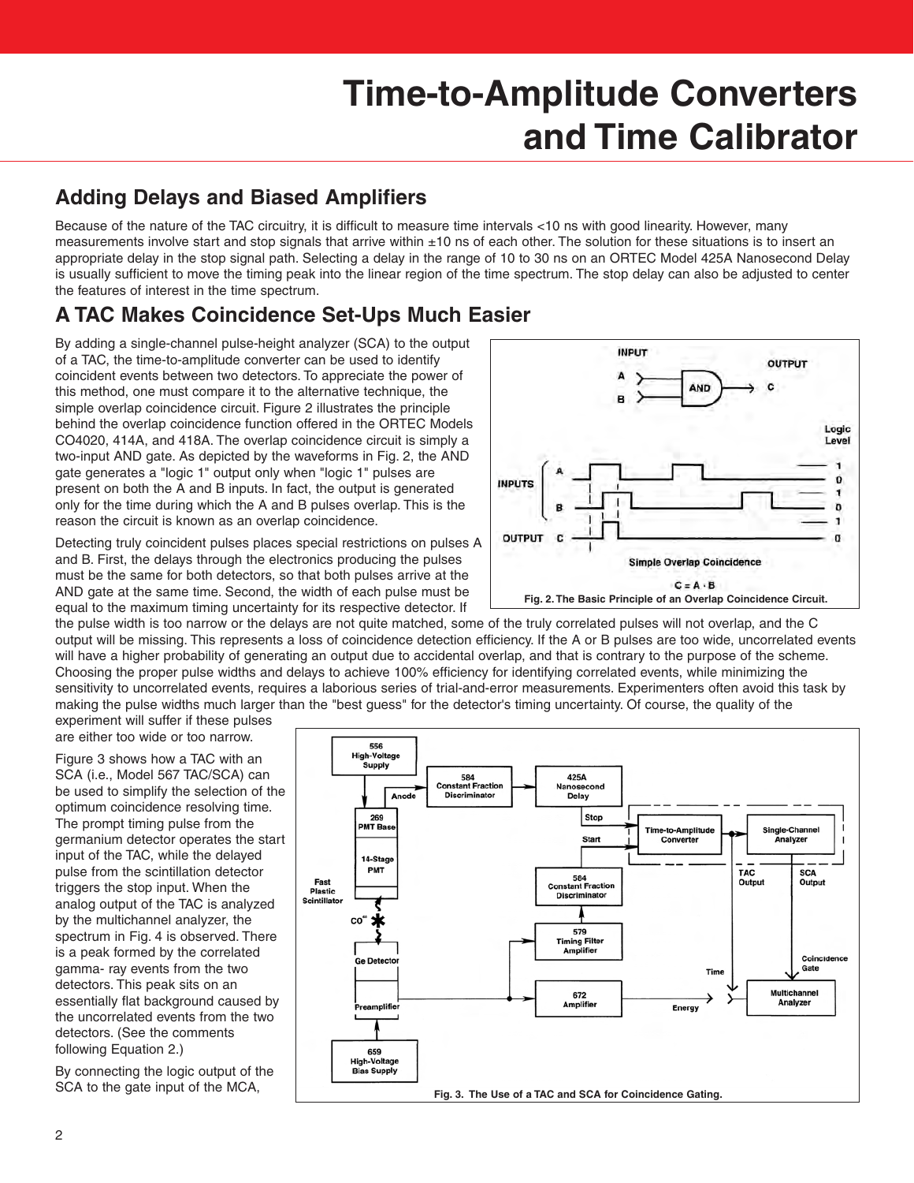# Time-to-Amplitude Converters and Time Calibrator

## Adding Delays and Biased Amplifiers

Because of the nature of the TAC circuitry, it is difficult to measure time intervals <10 ns with good linearity. However, many measurements involve start and stop signals that arrive within ±10 ns of each other. The solution for these situations is to insert an appropriate delay in the stop signal path. Selecting a delay in the range of 10 to 30 ns on an ORTEC Model 425A Nanosecond Delay is usually sufficient to move the timing peak into the linear region of the time spectrum. The stop delay can also be adjusted to center the features of interest in the time spectrum.

## A TAC Makes Coincidence Set-Ups Much Easier

By adding a single-channel pulse-height analyzer (SCA) to the output of a TAC, the time-to-amplitude converter can be used to identify coincident events between two detectors. To appreciate the power of this method, one must compare it to the alternative technique, the simple overlap coincidence circuit. Figure 2 illustrates the principle behind the overlap coincidence function offered in the ORTEC Models CO4020, 414A, and 418A. The overlap coincidence circuit is simply a two-input AND gate. As depicted by the waveforms in Fig. 2, the AND gate generates a "logic 1" output only when "logic 1" pulses are present on both the A and B inputs. In fact, the output is generated only for the time during which the A and B pulses overlap. This is the reason the circuit is known as an overlap coincidence.

Fig. 2. The Basic Principle of an Overlap Coincidence Circuit.

Detecting truly coincident pulses places special restrictions on pulses A and B. First, the delays through the electronics producing the pulses must be the same for both detectors, so that both pulses arrive at the AND gate at the same time. Second, the width of each pulse must be equal to the maximum timing uncertainty for its respective detector. If the pulse width is too narrow or the delays are not quite matched, some of the truly correlated pulses will not overlap, and the C output will be missing. This represents a loss of coincidence detection efficiency. If the A or B pulses are too wide, uncorrelated events will have a higher probability of generating an output due to accidental overlap, and that is contrary to the purpose of the scheme. Choosing the proper pulse widths and delays to achieve 100% efficiency for identifying correlated events, while minimizing the sensitivity to uncorrelated events, requires a laborious series of trial-and-error measurements. Experimenters often avoid this task by making the pulse widths much larger than the "best guess" for the detector's timing uncertainty. Of course, the quality of the experiment will suffer if these pulses are either too wide or too narrow.

Figure 3 shows how a TAC with an SCA (i.e., Model 567 TAC/SCA) can be used to simplify the selection of the optimum coincidence resolving time. The prompt timing pulse from the germanium detector operates the start input of the TAC, while the delayed pulse from the scintillation detector triggers the stop input. When the analog output of the TAC is analyzed by the multichannel analyzer, the spectrum in Fig. 4 is observed. There is a peak formed by the correlated gamma- ray events from the two detectors. This peak sits on an essentially flat background caused by the uncorrelated events from the two detectors. (See the comments following Equation 2.)

Fig. 3. The Use of a TAC and SCA for Coincidence Gating.

By connecting the logic output of the SCA to the gate input of the MCA,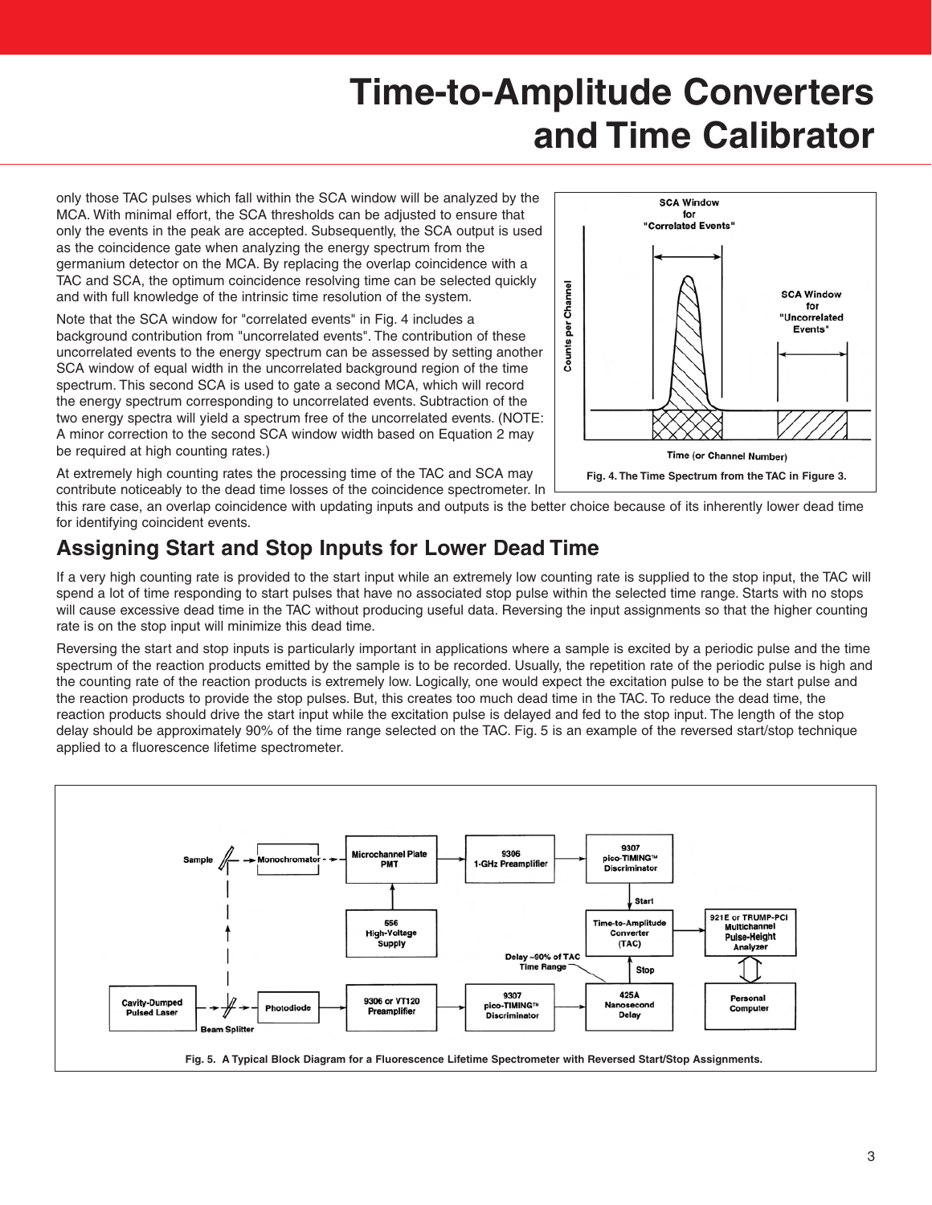only those TAC pulses which fall within the SCA window will be analyzed by the MCA. With minimal effort, the SCA thresholds can be adjusted to ensure that only the events in the peak are accepted. Subsequently, the SCA output is used as the coincidence gate when analyzing the energy spectrum from the germanium detector on the MCA. By replacing the overlap coincidence with a TAC and SCA, the optimum coincidence resolving time can be selected quickly and with full knowledge of the intrinsic time resolution of the system.

Note that the SCA window for "correlated events" in Fig. 4 includes a background contribution from "uncorrelated events". The contribution of these uncorrelated events to the energy spectrum can be assessed by setting another SCA window of equal width in the uncorrelated background region of the time spectrum. This second SCA is used to gate a second MCA, which will record the energy spectrum corresponding to uncorrelated events. Subtraction of the two energy spectra will yield a spectrum free of the uncorrelated events. (NOTE: A minor correction to the second SCA window width based on Equation 2 may be required at high counting rates.)

SCA Window for "Correlated Events"

SCA Window for "Uncorrelated Events"

Counts per Channel

Time (or Channel Number)

**Fig. 4. The Time Spectrum from the TAC in Figure 3.**

At extremely high counting rates the processing time of the TAC and SCA may contribute noticeably to the dead time losses of the coincidence spectrometer. In this rare case, an overlap coincidence with updating inputs and outputs is the better choice because of its inherently lower dead time for identifying coincident events.

## Assigning Start and Stop Inputs for Lower Dead Time

If a very high counting rate is provided to the start input while an extremely low counting rate is supplied to the stop input, the TAC will spend a lot of time responding to start pulses that have no associated stop pulse within the selected time range. Starts with no stops will cause excessive dead time in the TAC without producing useful data. Reversing the input assignments so that the higher counting rate is on the stop input will minimize this dead time.

Reversing the start and stop inputs is particularly important in applications where a sample is excited by a periodic pulse and the time spectrum of the reaction products emitted by the sample is to be recorded. Usually, the repetition rate of the periodic pulse is high and the counting rate of the reaction products is extremely low. Logically, one would expect the excitation pulse to be the start pulse and the reaction products to provide the stop pulses. But, this creates too much dead time in the TAC. To reduce the dead time, the reaction products should drive the start input while the excitation pulse is delayed and fed to the stop input. The length of the stop delay should be approximately 90% of the time range selected on the TAC. Fig. 5 is an example of the reversed start/stop technique applied to a fluorescence lifetime spectrometer.

Sample — Monochromator — Microchannel Plate PMT — 9306 1-GHz Preamplifier — 9307 pico-TIMING™ Discriminator — Start — Time-to-Amplitude Converter (TAC) — 921E or TRUMP-PCI Multichannel Pulse-Height Analyzer — Personal Computer

556 High-Voltage Supply

Cavity-Dumped Pulsed Laser — Beam Splitter — Photodiode — 9306 or VT120 Preamplifier — 9307 pico-TIMING™ Discriminator — 425A Nanosecond Delay — Stop

Delay ~90% of TAC Time Range

**Fig. 5. A Typical Block Diagram for a Fluorescence Lifetime Spectrometer with Reversed Start/Stop Assignments.**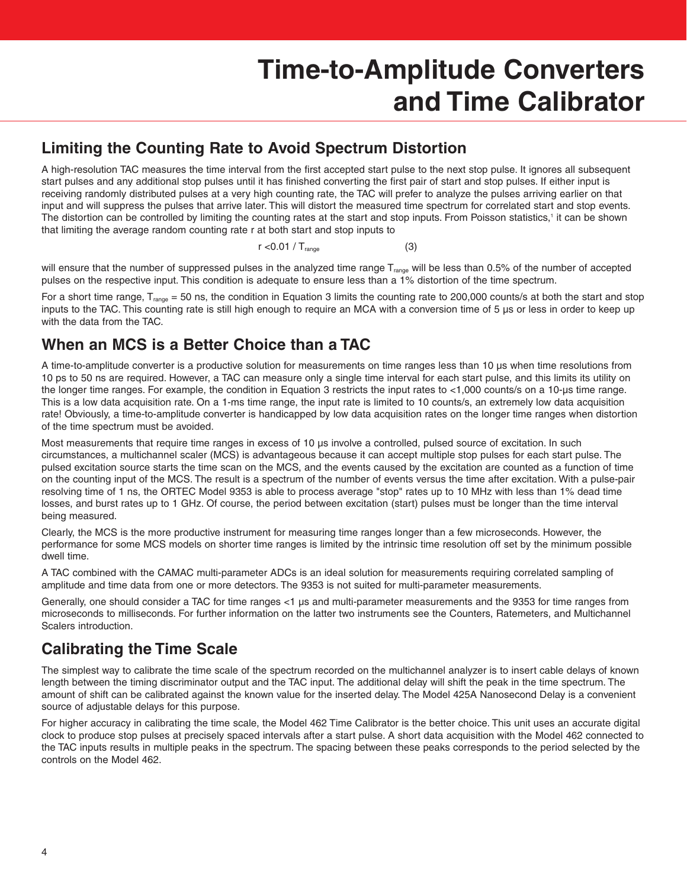# Time-to-Amplitude Converters and Time Calibrator

## Limiting the Counting Rate to Avoid Spectrum Distortion

A high-resolution TAC measures the time interval from the first accepted start pulse to the next stop pulse. It ignores all subsequent start pulses and any additional stop pulses until it has finished converting the first pair of start and stop pulses. If either input is receiving randomly distributed pulses at a very high counting rate, the TAC will prefer to analyze the pulses arriving earlier on that input and will suppress the pulses that arrive later. This will distort the measured time spectrum for correlated start and stop events. The distortion can be controlled by limiting the counting rates at the start and stop inputs. From Poisson statistics,[1] it can be shown that limiting the average random counting rate r at both start and stop inputs to

$$r < 0.01 / T_{range} \qquad (3)$$

will ensure that the number of suppressed pulses in the analyzed time range $T_{range}$ will be less than 0.5% of the number of accepted pulses on the respective input. This condition is adequate to ensure less than a 1% distortion of the time spectrum.

For a short time range, $T_{range}$ = 50 ns, the condition in Equation 3 limits the counting rate to 200,000 counts/s at both the start and stop inputs to the TAC. This counting rate is still high enough to require an MCA with a conversion time of 5 µs or less in order to keep up with the data from the TAC.

## When an MCS is a Better Choice than a TAC

A time-to-amplitude converter is a productive solution for measurements on time ranges less than 10 µs when time resolutions from 10 ps to 50 ns are required. However, a TAC can measure only a single time interval for each start pulse, and this limits its utility on the longer time ranges. For example, the condition in Equation 3 restricts the input rates to <1,000 counts/s on a 10-µs time range. This is a low data acquisition rate. On a 1-ms time range, the input rate is limited to 10 counts/s, an extremely low data acquisition rate! Obviously, a time-to-amplitude converter is handicapped by low data acquisition rates on the longer time ranges when distortion of the time spectrum must be avoided.

Most measurements that require time ranges in excess of 10 µs involve a controlled, pulsed source of excitation. In such circumstances, a multichannel scaler (MCS) is advantageous because it can accept multiple stop pulses for each start pulse. The pulsed excitation source starts the time scan on the MCS, and the events caused by the excitation are counted as a function of time on the counting input of the MCS. The result is a spectrum of the number of events versus the time after excitation. With a pulse-pair resolving time of 1 ns, the ORTEC Model 9353 is able to process average "stop" rates up to 10 MHz with less than 1% dead time losses, and burst rates up to 1 GHz. Of course, the period between excitation (start) pulses must be longer than the time interval being measured.

Clearly, the MCS is the more productive instrument for measuring time ranges longer than a few microseconds. However, the performance for some MCS models on shorter time ranges is limited by the intrinsic time resolution off set by the minimum possible dwell time.

A TAC combined with the CAMAC multi-parameter ADCs is an ideal solution for measurements requiring correlated sampling of amplitude and time data from one or more detectors. The 9353 is not suited for multi-parameter measurements.

Generally, one should consider a TAC for time ranges <1 µs and multi-parameter measurements and the 9353 for time ranges from microseconds to milliseconds. For further information on the latter two instruments see the Counters, Ratemeters, and Multichannel Scalers introduction.

## Calibrating the Time Scale

The simplest way to calibrate the time scale of the spectrum recorded on the multichannel analyzer is to insert cable delays of known length between the timing discriminator output and the TAC input. The additional delay will shift the peak in the time spectrum. The amount of shift can be calibrated against the known value for the inserted delay. The Model 425A Nanosecond Delay is a convenient source of adjustable delays for this purpose.

For higher accuracy in calibrating the time scale, the Model 462 Time Calibrator is the better choice. This unit uses an accurate digital clock to produce stop pulses at precisely spaced intervals after a start pulse. A short data acquisition with the Model 462 connected to the TAC inputs results in multiple peaks in the spectrum. The spacing between these peaks corresponds to the period selected by the controls on the Model 462.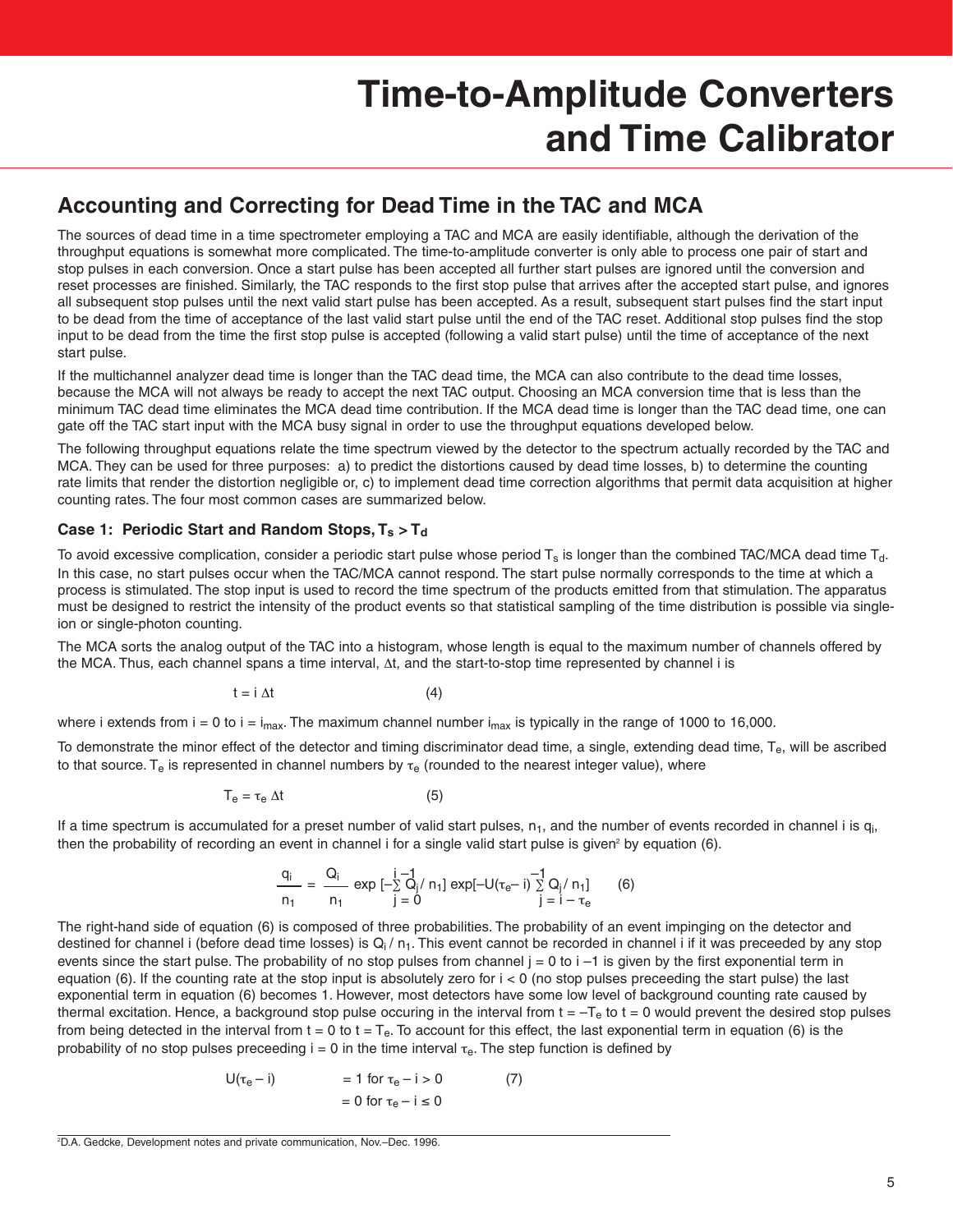# Time-to-Amplitude Converters and Time Calibrator

## Accounting and Correcting for Dead Time in the TAC and MCA

The sources of dead time in a time spectrometer employing a TAC and MCA are easily identifiable, although the derivation of the throughput equations is somewhat more complicated. The time-to-amplitude converter is only able to process one pair of start and stop pulses in each conversion. Once a start pulse has been accepted all further start pulses are ignored until the conversion and reset processes are finished. Similarly, the TAC responds to the first stop pulse that arrives after the accepted start pulse, and ignores all subsequent stop pulses until the next valid start pulse has been accepted. As a result, subsequent start pulses find the start input to be dead from the time of acceptance of the last valid start pulse until the end of the TAC reset. Additional stop pulses find the stop input to be dead from the time the first stop pulse is accepted (following a valid start pulse) until the time of acceptance of the next start pulse.

If the multichannel analyzer dead time is longer than the TAC dead time, the MCA can also contribute to the dead time losses, because the MCA will not always be ready to accept the next TAC output. Choosing an MCA conversion time that is less than the minimum TAC dead time eliminates the MCA dead time contribution. If the MCA dead time is longer than the TAC dead time, one can gate off the TAC start input with the MCA busy signal in order to use the throughput equations developed below.

The following throughput equations relate the time spectrum viewed by the detector to the spectrum actually recorded by the TAC and MCA. They can be used for three purposes: a) to predict the distortions caused by dead time losses, b) to determine the counting rate limits that render the distortion negligible or, c) to implement dead time correction algorithms that permit data acquisition at higher counting rates. The four most common cases are summarized below.

### Case 1: Periodic Start and Random Stops, $T_s > T_d$

To avoid excessive complication, consider a periodic start pulse whose period $T_s$ is longer than the combined TAC/MCA dead time $T_d$. In this case, no start pulses occur when the TAC/MCA cannot respond. The start pulse normally corresponds to the time at which a process is stimulated. The stop input is used to record the time spectrum of the products emitted from that stimulation. The apparatus must be designed to restrict the intensity of the product events so that statistical sampling of the time distribution is possible via single-ion or single-photon counting.

The MCA sorts the analog output of the TAC into a histogram, whose length is equal to the maximum number of channels offered by the MCA. Thus, each channel spans a time interval, $\Delta t$, and the start-to-stop time represented by channel i is

$$t = i\,\Delta t \qquad (4)$$

where i extends from i = 0 to i = $i_{max}$. The maximum channel number $i_{max}$ is typically in the range of 1000 to 16,000.

To demonstrate the minor effect of the detector and timing discriminator dead time, a single, extending dead time, $T_e$, will be ascribed to that source. $T_e$ is represented in channel numbers by $\tau_e$ (rounded to the nearest integer value), where

$$T_e = \tau_e\,\Delta t \qquad (5)$$

If a time spectrum is accumulated for a preset number of valid start pulses, $n_1$, and the number of events recorded in channel i is $q_i$, then the probability of recording an event in channel i for a single valid start pulse is given[2] by equation (6).

$$\frac{q_i}{n_1} = \frac{Q_i}{n_1}\,\exp\left[-\sum_{j=0}^{i-1} Q_j / n_1\right]\exp\left[-U(\tau_e - i)\sum_{j=i-\tau_e}^{-1} Q_j / n_1\right] \qquad (6)$$

The right-hand side of equation (6) is composed of three probabilities. The probability of an event impinging on the detector and destined for channel i (before dead time losses) is $Q_i / n_1$. This event cannot be recorded in channel i if it was preceeded by any stop events since the start pulse. The probability of no stop pulses from channel j = 0 to i –1 is given by the first exponential term in equation (6). If the counting rate at the stop input is absolutely zero for i < 0 (no stop pulses preceeding the start pulse) the last exponential term in equation (6) becomes 1. However, most detectors have some low level of background counting rate caused by thermal excitation. Hence, a background stop pulse occuring in the interval from $t = -T_e$ to t = 0 would prevent the desired stop pulses from being detected in the interval from t = 0 to $t = T_e$. To account for this effect, the last exponential term in equation (6) is the probability of no stop pulses preceeding i = 0 in the time interval $\tau_e$. The step function is defined by

$$U(\tau_e - i) \;=\; 1 \text{ for } \tau_e - i > 0 \qquad (7)$$
$$\;=\; 0 \text{ for } \tau_e - i \le 0$$

[2] D.A. Gedcke, Development notes and private communication, Nov.–Dec. 1996.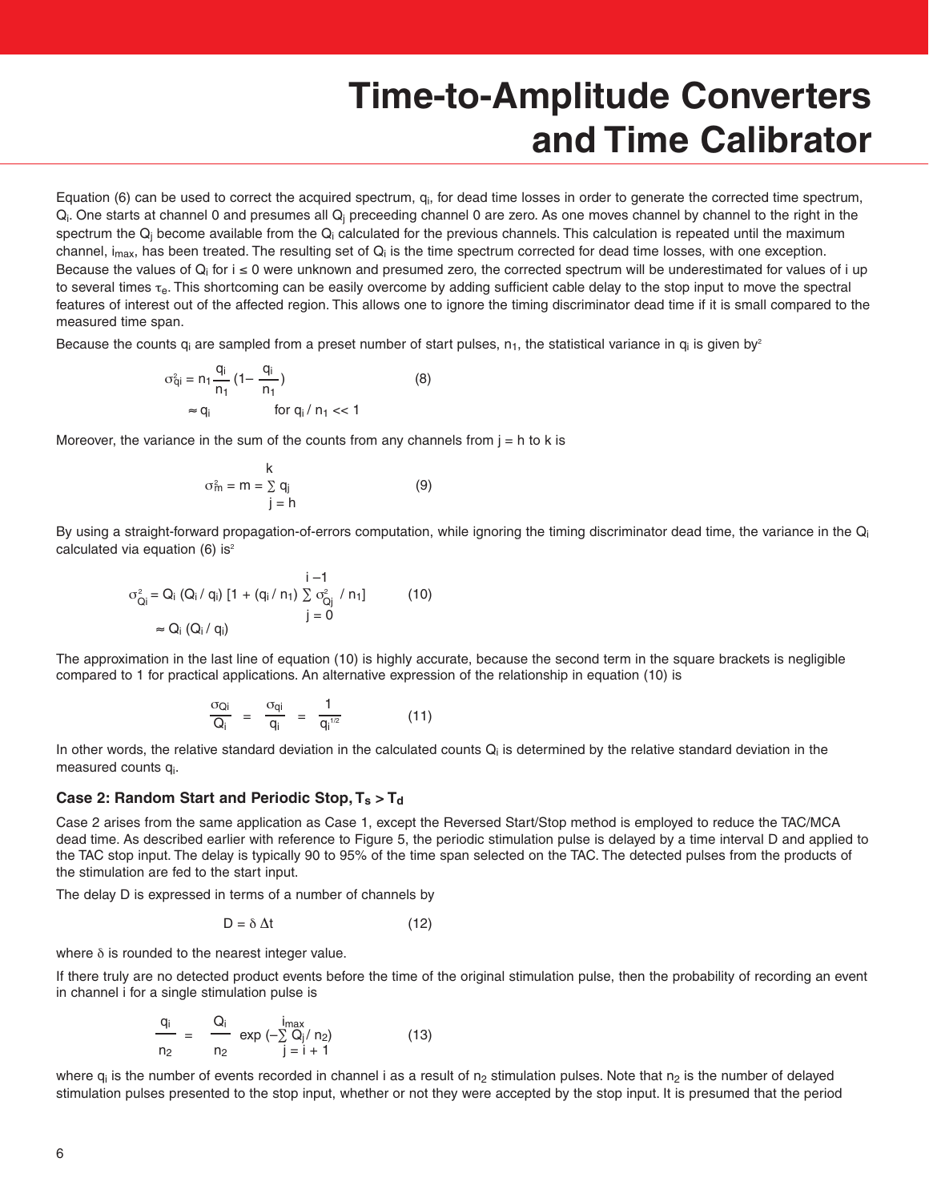# Time-to-Amplitude Converters and Time Calibrator

Equation (6) can be used to correct the acquired spectrum, $q_i$, for dead time losses in order to generate the corrected time spectrum, $Q_i$. One starts at channel 0 and presumes all $Q_j$ preceeding channel 0 are zero. As one moves channel by channel to the right in the spectrum the $Q_j$ become available from the $Q_i$ calculated for the previous channels. This calculation is repeated until the maximum channel, $i_{max}$, has been treated. The resulting set of $Q_i$ is the time spectrum corrected for dead time losses, with one exception. Because the values of $Q_i$ for $i \leq 0$ were unknown and presumed zero, the corrected spectrum will be underestimated for values of i up to several times $\tau_e$. This shortcoming can be easily overcome by adding sufficient cable delay to the stop input to move the spectral features of interest out of the affected region. This allows one to ignore the timing discriminator dead time if it is small compared to the measured time span.

Because the counts $q_i$ are sampled from a preset number of start pulses, $n_1$, the statistical variance in $q_i$ is given by[2]

$$\sigma^2_{qi} = n_1 \frac{q_i}{n_1}\left(1 - \frac{q_i}{n_1}\right) \qquad (8)$$

$$\approx q_i \qquad \text{for } q_i / n_1 << 1$$

Moreover, the variance in the sum of the counts from any channels from j = h to k is

$$\sigma^2_m = m = \sum_{j=h}^{k} q_j \qquad (9)$$

By using a straight-forward propagation-of-errors computation, while ignoring the timing discriminator dead time, the variance in the $Q_i$ calculated via equation (6) is[2]

$$\sigma^2_{Qi} = Q_i\,(Q_i / q_i)\left[1 + (q_i / n_1) \sum_{j=0}^{i-1} \sigma^2_{Qj} / n_1\right] \qquad (10)$$

$$\approx Q_i\,(Q_i / q_i)$$

The approximation in the last line of equation (10) is highly accurate, because the second term in the square brackets is negligible compared to 1 for practical applications. An alternative expression of the relationship in equation (10) is

$$\frac{\sigma_{Qi}}{Q_i} = \frac{\sigma_{qi}}{q_i} = \frac{1}{q_i^{1/2}} \qquad (11)$$

In other words, the relative standard deviation in the calculated counts $Q_i$ is determined by the relative standard deviation in the measured counts $q_i$.

### Case 2: Random Start and Periodic Stop, $T_s > T_d$

Case 2 arises from the same application as Case 1, except the Reversed Start/Stop method is employed to reduce the TAC/MCA dead time. As described earlier with reference to Figure 5, the periodic stimulation pulse is delayed by a time interval D and applied to the TAC stop input. The delay is typically 90 to 95% of the time span selected on the TAC. The detected pulses from the products of the stimulation are fed to the start input.

The delay D is expressed in terms of a number of channels by

$$D = \delta\,\Delta t \qquad (12)$$

where $\delta$ is rounded to the nearest integer value.

If there truly are no detected product events before the time of the original stimulation pulse, then the probability of recording an event in channel i for a single stimulation pulse is

$$\frac{q_i}{n_2} = \frac{Q_i}{n_2} \exp\left(-\sum_{j=i+1}^{i_{max}} Q_j / n_2\right) \qquad (13)$$

where $q_i$ is the number of events recorded in channel i as a result of $n_2$ stimulation pulses. Note that $n_2$ is the number of delayed stimulation pulses presented to the stop input, whether or not they were accepted by the stop input. It is presumed that the period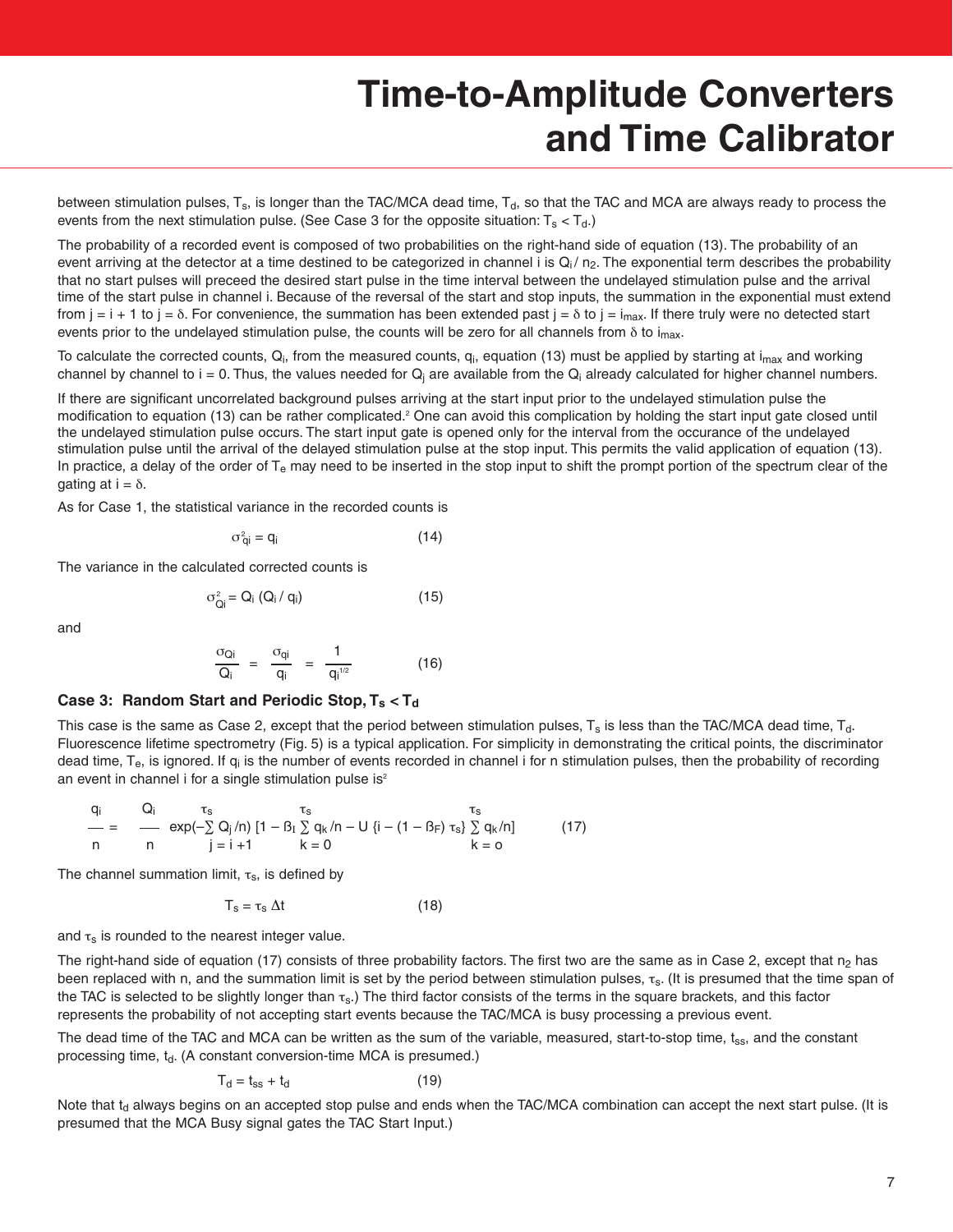between stimulation pulses, $T_s$, is longer than the TAC/MCA dead time, $T_d$, so that the TAC and MCA are always ready to process the events from the next stimulation pulse. (See Case 3 for the opposite situation: $T_s < T_d$.)

The probability of a recorded event is composed of two probabilities on the right-hand side of equation (13). The probability of an event arriving at the detector at a time destined to be categorized in channel i is $Q_i / n_2$. The exponential term describes the probability that no start pulses will preceed the desired start pulse in the time interval between the undelayed stimulation pulse and the arrival time of the start pulse in channel i. Because of the reversal of the start and stop inputs, the summation in the exponential must extend from $j = i + 1$ to $j = \delta$. For convenience, the summation has been extended past $j = \delta$ to $j = i_{max}$. If there truly were no detected start events prior to the undelayed stimulation pulse, the counts will be zero for all channels from $\delta$ to $i_{max}$.

To calculate the corrected counts, $Q_i$, from the measured counts, $q_i$, equation (13) must be applied by starting at $i_{max}$ and working channel by channel to $i = 0$. Thus, the values needed for $Q_j$ are available from the $Q_i$ already calculated for higher channel numbers.

If there are significant uncorrelated background pulses arriving at the start input prior to the undelayed stimulation pulse the modification to equation (13) can be rather complicated.[2] One can avoid this complication by holding the start input gate closed until the undelayed stimulation pulse occurs. The start input gate is opened only for the interval from the occurance of the undelayed stimulation pulse until the arrival of the delayed stimulation pulse at the stop input. This permits the valid application of equation (13). In practice, a delay of the order of $T_e$ may need to be inserted in the stop input to shift the prompt portion of the spectrum clear of the gating at $i = \delta$.

As for Case 1, the statistical variance in the recorded counts is

$$\sigma^2_{qi} = q_i \qquad (14)$$

The variance in the calculated corrected counts is

$$\sigma^2_{Qi} = Q_i\,(Q_i / q_i) \qquad (15)$$

and

$$\frac{\sigma_{Qi}}{Q_i} = \frac{\sigma_{qi}}{q_i} = \frac{1}{q_i^{1/2}} \qquad (16)$$

### Case 3: Random Start and Periodic Stop, $T_s < T_d$

This case is the same as Case 2, except that the period between stimulation pulses, $T_s$ is less than the TAC/MCA dead time, $T_d$. Fluorescence lifetime spectrometry (Fig. 5) is a typical application. For simplicity in demonstrating the critical points, the discriminator dead time, $T_e$, is ignored. If $q_i$ is the number of events recorded in channel i for n stimulation pulses, then the probability of recording an event in channel i for a single stimulation pulse is[2]

$$\frac{q_i}{n} = \frac{Q_i}{n} \exp\left(-\sum_{j=i+1}^{\tau_s} Q_j / n\right) \left[1 - \beta_I \sum_{k=0}^{\tau_s} q_k / n - U\,\{i - (1 - \beta_F)\,\tau_s\} \sum_{k=o}^{\tau_s} q_k / n\right] \qquad (17)$$

The channel summation limit, $\tau_s$, is defined by

$$T_s = \tau_s\,\Delta t \qquad (18)$$

and $\tau_s$ is rounded to the nearest integer value.

The right-hand side of equation (17) consists of three probability factors. The first two are the same as in Case 2, except that $n_2$ has been replaced with n, and the summation limit is set by the period between stimulation pulses, $\tau_s$. (It is presumed that the time span of the TAC is selected to be slightly longer than $\tau_s$.) The third factor consists of the terms in the square brackets, and this factor represents the probability of not accepting start events because the TAC/MCA is busy processing a previous event.

The dead time of the TAC and MCA can be written as the sum of the variable, measured, start-to-stop time, $t_{ss}$, and the constant processing time, $t_d$. (A constant conversion-time MCA is presumed.)

$$T_d = t_{ss} + t_d \qquad (19)$$

Note that $t_d$ always begins on an accepted stop pulse and ends when the TAC/MCA combination can accept the next start pulse. (It is presumed that the MCA Busy signal gates the TAC Start Input.)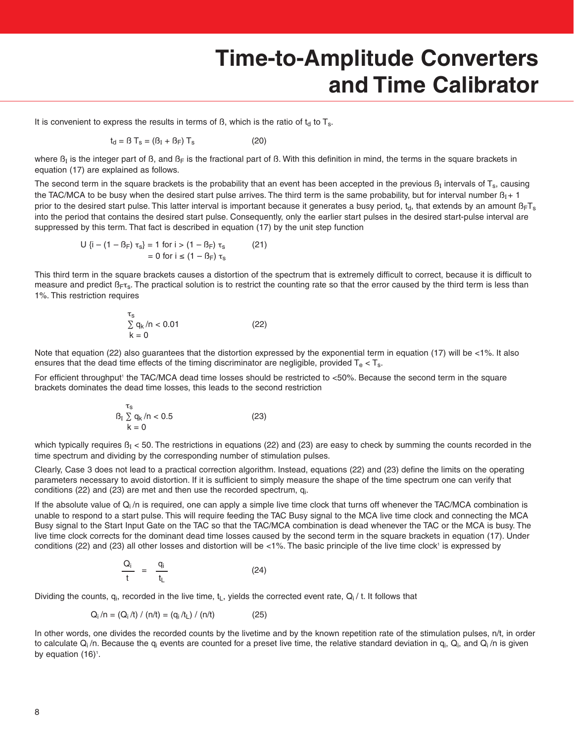# Time-to-Amplitude Converters and Time Calibrator

It is convenient to express the results in terms of ß, which is the ratio of $t_d$ to $T_s$.

$$t_d = ß\, T_s = (ß_I + ß_F)\, T_s \qquad (20)$$

where $ß_I$ is the integer part of ß, and $ß_F$ is the fractional part of ß. With this definition in mind, the terms in the square brackets in equation (17) are explained as follows.

The second term in the square brackets is the probability that an event has been accepted in the previous $ß_I$ intervals of $T_s$, causing the TAC/MCA to be busy when the desired start pulse arrives. The third term is the same probability, but for interval number $ß_I + 1$ prior to the desired start pulse. This latter interval is important because it generates a busy period, $t_d$, that extends by an amount $ß_F T_s$ into the period that contains the desired start pulse. Consequently, only the earlier start pulses in the desired start-pulse interval are suppressed by this term. That fact is described in equation (17) by the unit step function

$$U\{i - (1 - ß_F)\, \tau_s\} = 1 \text{ for } i > (1 - ß_F)\, \tau_s \qquad (21)$$
$$= 0 \text{ for } i \leq (1 - ß_F)\, \tau_s$$

This third term in the square brackets causes a distortion of the spectrum that is extremely difficult to correct, because it is difficult to measure and predict $ß_F \tau_s$. The practical solution is to restrict the counting rate so that the error caused by the third term is less than 1%. This restriction requires

$$\sum_{k=0}^{\tau_s} q_k / n < 0.01 \qquad (22)$$

Note that equation (22) also guarantees that the distortion expressed by the exponential term in equation (17) will be <1%. It also ensures that the dead time effects of the timing discriminator are negligible, provided $T_e < T_s$.

For efficient throughput[1] the TAC/MCA dead time losses should be restricted to <50%. Because the second term in the square brackets dominates the dead time losses, this leads to the second restriction

$$ß_I \sum_{k=0}^{\tau_s} q_k / n < 0.5 \qquad (23)$$

which typically requires $ß_I < 50$. The restrictions in equations (22) and (23) are easy to check by summing the counts recorded in the time spectrum and dividing by the corresponding number of stimulation pulses.

Clearly, Case 3 does not lead to a practical correction algorithm. Instead, equations (22) and (23) define the limits on the operating parameters necessary to avoid distortion. If it is sufficient to simply measure the shape of the time spectrum one can verify that conditions (22) and (23) are met and then use the recorded spectrum, $q_i$.

If the absolute value of $Q_i / n$ is required, one can apply a simple live time clock that turns off whenever the TAC/MCA combination is unable to respond to a start pulse. This will require feeding the TAC Busy signal to the MCA live time clock and connecting the MCA Busy signal to the Start Input Gate on the TAC so that the TAC/MCA combination is dead whenever the TAC or the MCA is busy. The live time clock corrects for the dominant dead time losses caused by the second term in the square brackets in equation (17). Under conditions (22) and (23) all other losses and distortion will be <1%. The basic principle of the live time clock[1] is expressed by

$$\frac{Q_i}{t} = \frac{q_i}{t_L} \qquad (24)$$

Dividing the counts, $q_i$, recorded in the live time, $t_L$, yields the corrected event rate, $Q_i / t$. It follows that

$$Q_i / n = (Q_i / t) / (n/t) = (q_i / t_L) / (n/t) \qquad (25)$$

In other words, one divides the recorded counts by the livetime and by the known repetition rate of the stimulation pulses, $n/t$, in order to calculate $Q_i / n$. Because the $q_i$ events are counted for a preset live time, the relative standard deviation in $q_i$, $Q_i$, and $Q_i / n$ is given by equation (16)[1].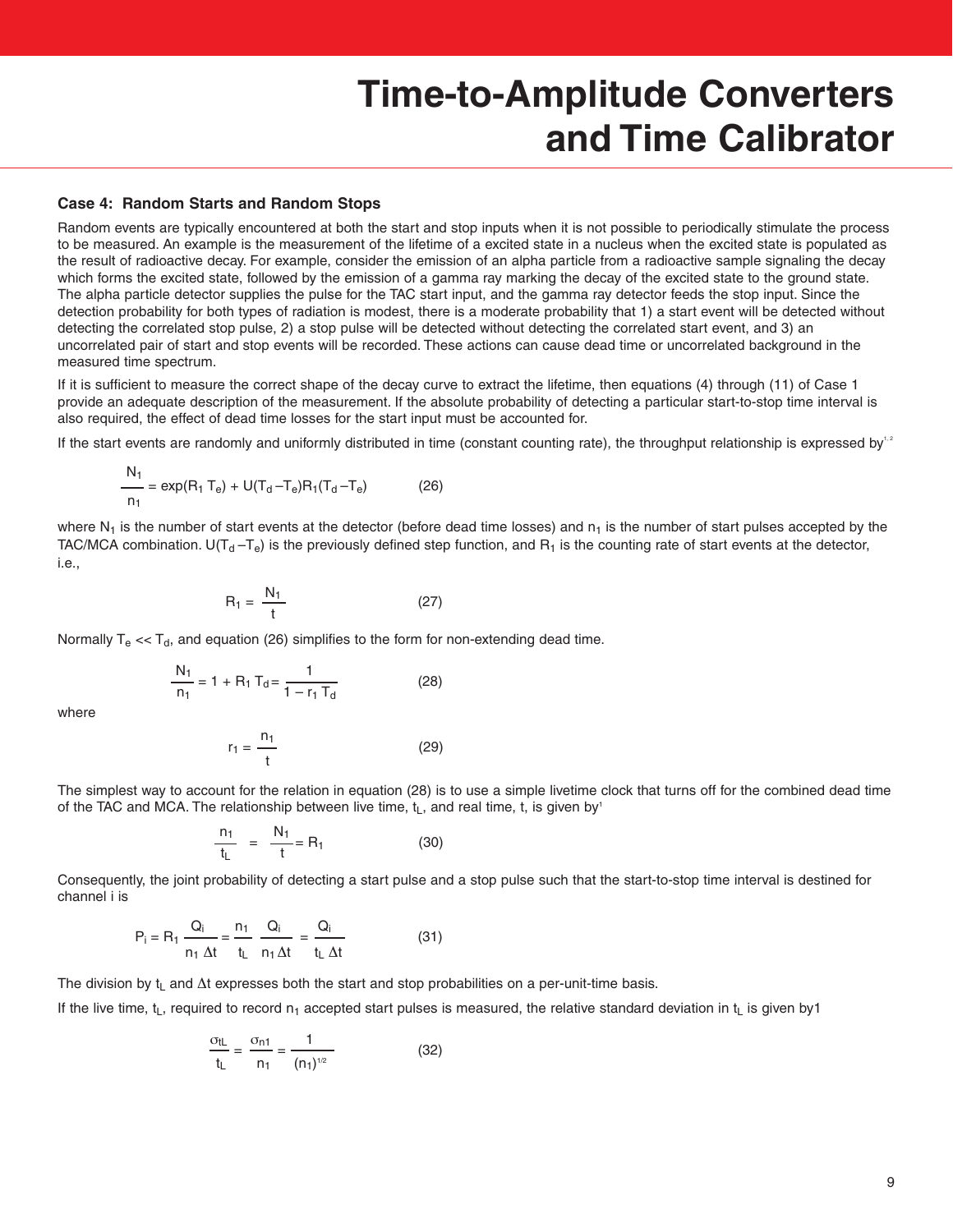# Time-to-Amplitude Converters and Time Calibrator

### Case 4: Random Starts and Random Stops

Random events are typically encountered at both the start and stop inputs when it is not possible to periodically stimulate the process to be measured. An example is the measurement of the lifetime of a excited state in a nucleus when the excited state is populated as the result of radioactive decay. For example, consider the emission of an alpha particle from a radioactive sample signaling the decay which forms the excited state, followed by the emission of a gamma ray marking the decay of the excited state to the ground state. The alpha particle detector supplies the pulse for the TAC start input, and the gamma ray detector feeds the stop input. Since the detection probability for both types of radiation is modest, there is a moderate probability that 1) a start event will be detected without detecting the correlated stop pulse, 2) a stop pulse will be detected without detecting the correlated start event, and 3) an uncorrelated pair of start and stop events will be recorded. These actions can cause dead time or uncorrelated background in the measured time spectrum.

If it is sufficient to measure the correct shape of the decay curve to extract the lifetime, then equations (4) through (11) of Case 1 provide an adequate description of the measurement. If the absolute probability of detecting a particular start-to-stop time interval is also required, the effect of dead time losses for the start input must be accounted for.

If the start events are randomly and uniformly distributed in time (constant counting rate), the throughput relationship is expressed by[1, 2]

$$\frac{N_1}{n_1} = \exp(R_1\,T_e) + U(T_d - T_e)R_1(T_d - T_e) \qquad (26)$$

where $N_1$ is the number of start events at the detector (before dead time losses) and $n_1$ is the number of start pulses accepted by the TAC/MCA combination. $U(T_d - T_e)$ is the previously defined step function, and $R_1$ is the counting rate of start events at the detector, i.e.,

$$R_1 = \frac{N_1}{t} \qquad (27)$$

Normally $T_e << T_d$, and equation (26) simplifies to the form for non-extending dead time.

$$\frac{N_1}{n_1} = 1 + R_1\,T_d = \frac{1}{1 - r_1\,T_d} \qquad (28)$$

where

$$r_1 = \frac{n_1}{t} \qquad (29)$$

The simplest way to account for the relation in equation (28) is to use a simple livetime clock that turns off for the combined dead time of the TAC and MCA. The relationship between live time, $t_L$, and real time, t, is given by[1]

$$\frac{n_1}{t_L} = \frac{N_1}{t} = R_1 \qquad (30)$$

Consequently, the joint probability of detecting a start pulse and a stop pulse such that the start-to-stop time interval is destined for channel i is

$$P_i = R_1\,\frac{Q_i}{n_1\,\Delta t} = \frac{n_1}{t_L}\,\frac{Q_i}{n_1\,\Delta t} = \frac{Q_i}{t_L\,\Delta t} \qquad (31)$$

The division by $t_L$ and $\Delta t$ expresses both the start and stop probabilities on a per-unit-time basis.

If the live time, $t_L$, required to record $n_1$ accepted start pulses is measured, the relative standard deviation in $t_L$ is given by1

$$\frac{\sigma_{tL}}{t_L} = \frac{\sigma_{n1}}{n_1} = \frac{1}{(n_1)^{1/2}} \qquad (32)$$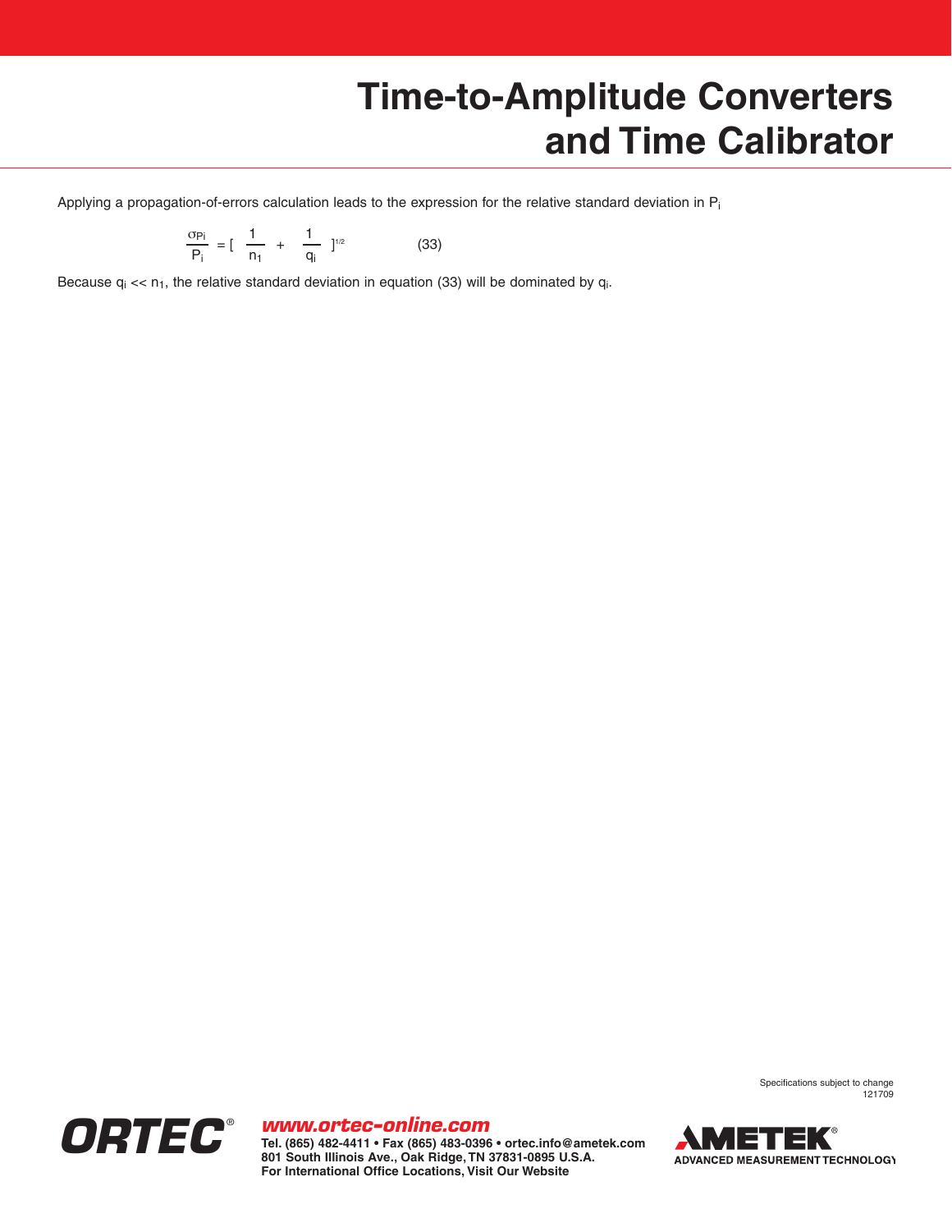Applying a propagation-of-errors calculation leads to the expression for the relative standard deviation in $P_i$

$$\frac{\sigma_{P_i}}{P_i} = \left[ \frac{1}{n_1} + \frac{1}{q_i} \right]^{1/2} \qquad (33)$$

Because $q_i << n_1$, the relative standard deviation in equation (33) will be dominated by $q_i$.

Specifications subject to change
121709

**ORTEC®**

***www.ortec-online.com***

**Tel. (865) 482-4411 • Fax (865) 483-0396 • ortec.info@ametek.com**
**801 South Illinois Ave., Oak Ridge, TN 37831-0895 U.S.A.**
**For International Office Locations, Visit Our Website**

**AMETEK®**
**ADVANCED MEASUREMENT TECHNOLOGY**